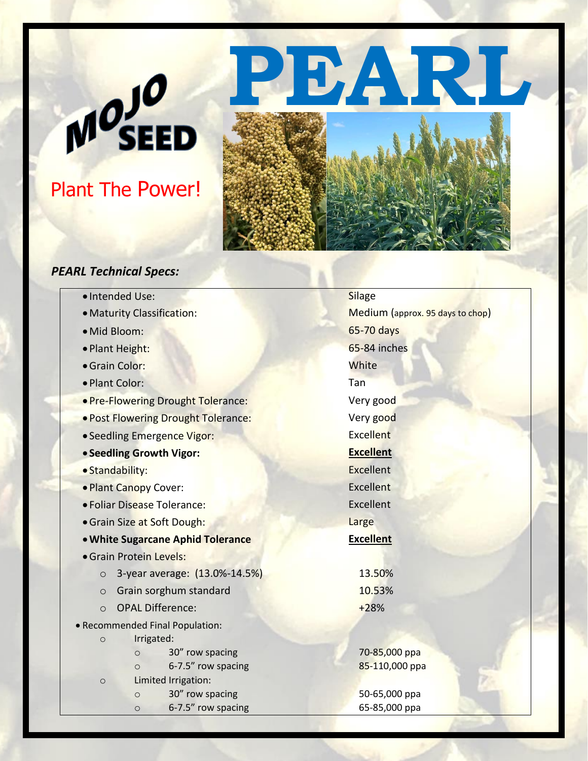# PEARL

MOJO SEED

Plant The Power!

***PEARL Technical Specs:***

- Intended Use: Silage
- Maturity Classification: Medium (approx. 95 days to chop)
- Mid Bloom: 65-70 days
- Plant Height: 65-84 inches
- Grain Color: White
- Plant Color: Tan
- Pre-Flowering Drought Tolerance: Very good
- Post Flowering Drought Tolerance: Very good
- Seedling Emergence Vigor: Excellent
- **Seedling Growth Vigor:** **Excellent**
- Standability: Excellent
- Plant Canopy Cover: Excellent
- Foliar Disease Tolerance: Excellent
- Grain Size at Soft Dough: Large
- **White Sugarcane Aphid Tolerance** **Excellent**
- Grain Protein Levels:
  - 3-year average: (13.0%-14.5%) 13.50%
  - Grain sorghum standard 10.53%
  - OPAL Difference: +28%
- Recommended Final Population:
  - Irrigated:
    - 30" row spacing 70-85,000 ppa
    - 6-7.5" row spacing 85-110,000 ppa
  - Limited Irrigation:
    - 30" row spacing 50-65,000 ppa
    - 6-7.5" row spacing 65-85,000 ppa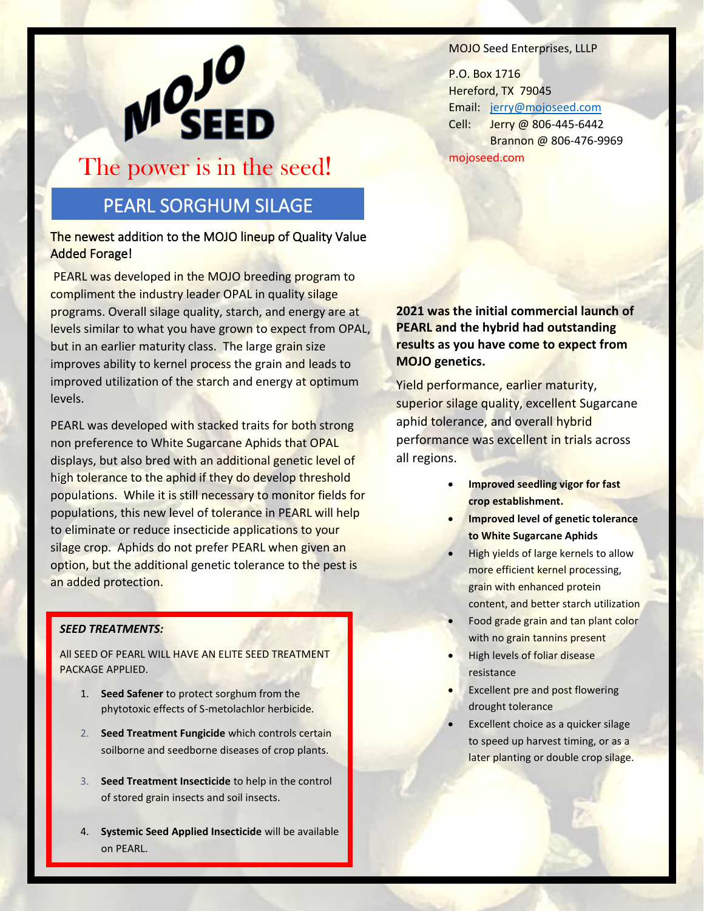# MOJO SEED

The power is in the seed!

MOJO Seed Enterprises, LLLP

P.O. Box 1716
Hereford, TX 79045
Email: jerry@mojoseed.com
Cell: Jerry @ 806-445-6442
Brannon @ 806-476-9969
mojoseed.com

## PEARL SORGHUM SILAGE

The newest addition to the MOJO lineup of Quality Value Added Forage!

PEARL was developed in the MOJO breeding program to compliment the industry leader OPAL in quality silage programs. Overall silage quality, starch, and energy are at levels similar to what you have grown to expect from OPAL, but in an earlier maturity class. The large grain size improves ability to kernel process the grain and leads to improved utilization of the starch and energy at optimum levels.

PEARL was developed with stacked traits for both strong non preference to White Sugarcane Aphids that OPAL displays, but also bred with an additional genetic level of high tolerance to the aphid if they do develop threshold populations. While it is still necessary to monitor fields for populations, this new level of tolerance in PEARL will help to eliminate or reduce insecticide applications to your silage crop. Aphids do not prefer PEARL when given an option, but the additional genetic tolerance to the pest is an added protection.

***SEED TREATMENTS:***

All SEED OF PEARL WILL HAVE AN ELITE SEED TREATMENT PACKAGE APPLIED.

1. **Seed Safener** to protect sorghum from the phytotoxic effects of S-metolachlor herbicide.
2. **Seed Treatment Fungicide** which controls certain soilborne and seedborne diseases of crop plants.
3. **Seed Treatment Insecticide** to help in the control of stored grain insects and soil insects.
4. **Systemic Seed Applied Insecticide** will be available on PEARL.

**2021 was the initial commercial launch of PEARL and the hybrid had outstanding results as you have come to expect from MOJO genetics.**

Yield performance, earlier maturity, superior silage quality, excellent Sugarcane aphid tolerance, and overall hybrid performance was excellent in trials across all regions.

- **Improved seedling vigor for fast crop establishment.**
- **Improved level of genetic tolerance to White Sugarcane Aphids**
- High yields of large kernels to allow more efficient kernel processing, grain with enhanced protein content, and better starch utilization
- Food grade grain and tan plant color with no grain tannins present
- High levels of foliar disease resistance
- Excellent pre and post flowering drought tolerance
- Excellent choice as a quicker silage to speed up harvest timing, or as a later planting or double crop silage.